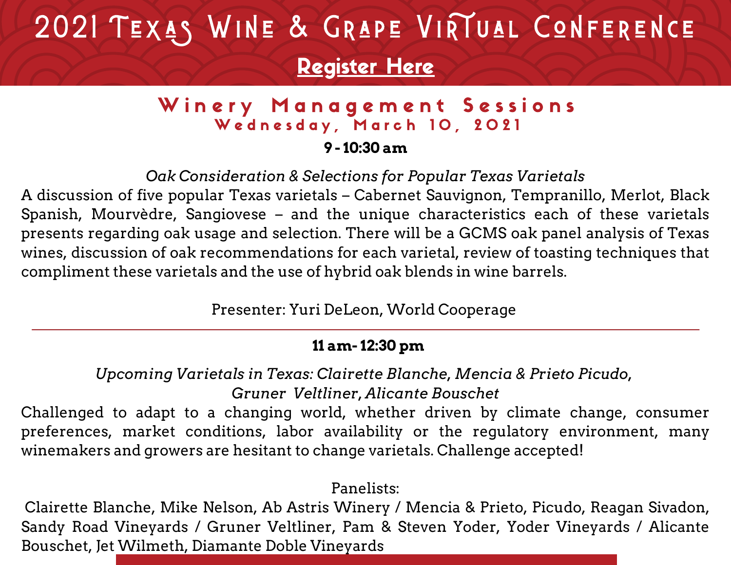# 2021 Texas Wine & Grape Virtual Conference

**Register Here**

## Winery Management Sessions

### Wednesday, March 10, 2021

**9 - 10:30 am**

*Oak Consideration & Selections for Popular Texas Varietals*

A discussion of five popular Texas varietals – Cabernet Sauvignon, Tempranillo, Merlot, Black Spanish, Mourvèdre, Sangiovese – and the unique characteristics each of these varietals presents regarding oak usage and selection. There will be a GCMS oak panel analysis of Texas wines, discussion of oak recommendations for each varietal, review of toasting techniques that compliment these varietals and the use of hybrid oak blends in wine barrels.

Presenter: Yuri DeLeon, World Cooperage

---

**11 am- 12:30 pm**

*Upcoming Varietals in Texas: Clairette Blanche, Mencia & Prieto Picudo, Gruner Veltliner, Alicante Bouschet*

Challenged to adapt to a changing world, whether driven by climate change, consumer preferences, market conditions, labor availability or the regulatory environment, many winemakers and growers are hesitant to change varietals. Challenge accepted!

Panelists:

Clairette Blanche, Mike Nelson, Ab Astris Winery / Mencia & Prieto, Picudo, Reagan Sivadon, Sandy Road Vineyards / Gruner Veltliner, Pam & Steven Yoder, Yoder Vineyards / Alicante Bouschet, Jet Wilmeth, Diamante Doble Vineyards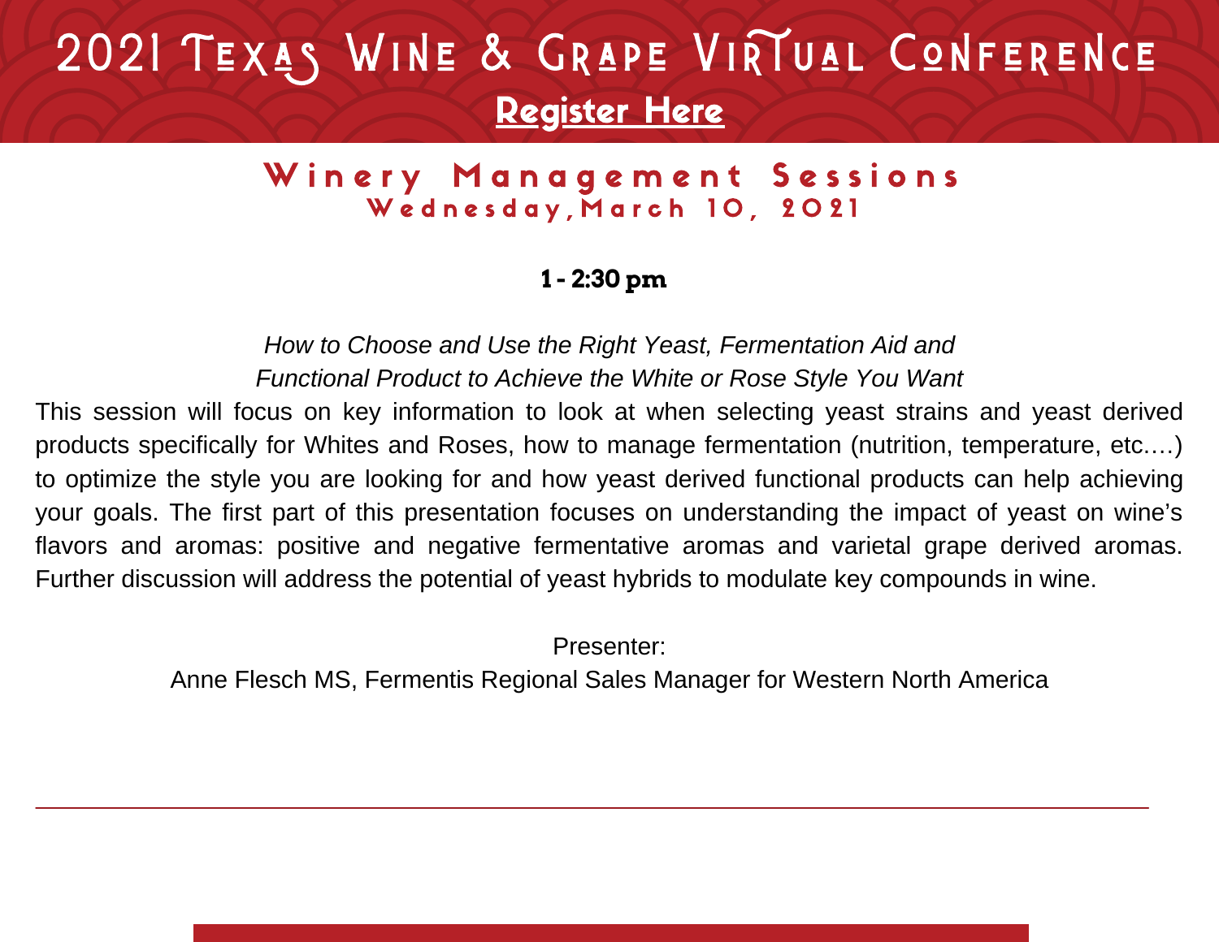# 2021 Texas Wine & Grape Virtual Conference

**Register Here**

## Winery Management Sessions

### Wednesday, March 10, 2021

**1 - 2:30 pm**

*How to Choose and Use the Right Yeast, Fermentation Aid and Functional Product to Achieve the White or Rose Style You Want*

This session will focus on key information to look at when selecting yeast strains and yeast derived products specifically for Whites and Roses, how to manage fermentation (nutrition, temperature, etc.…) to optimize the style you are looking for and how yeast derived functional products can help achieving your goals. The first part of this presentation focuses on understanding the impact of yeast on wine's flavors and aromas: positive and negative fermentative aromas and varietal grape derived aromas. Further discussion will address the potential of yeast hybrids to modulate key compounds in wine.

Presenter:

Anne Flesch MS, Fermentis Regional Sales Manager for Western North America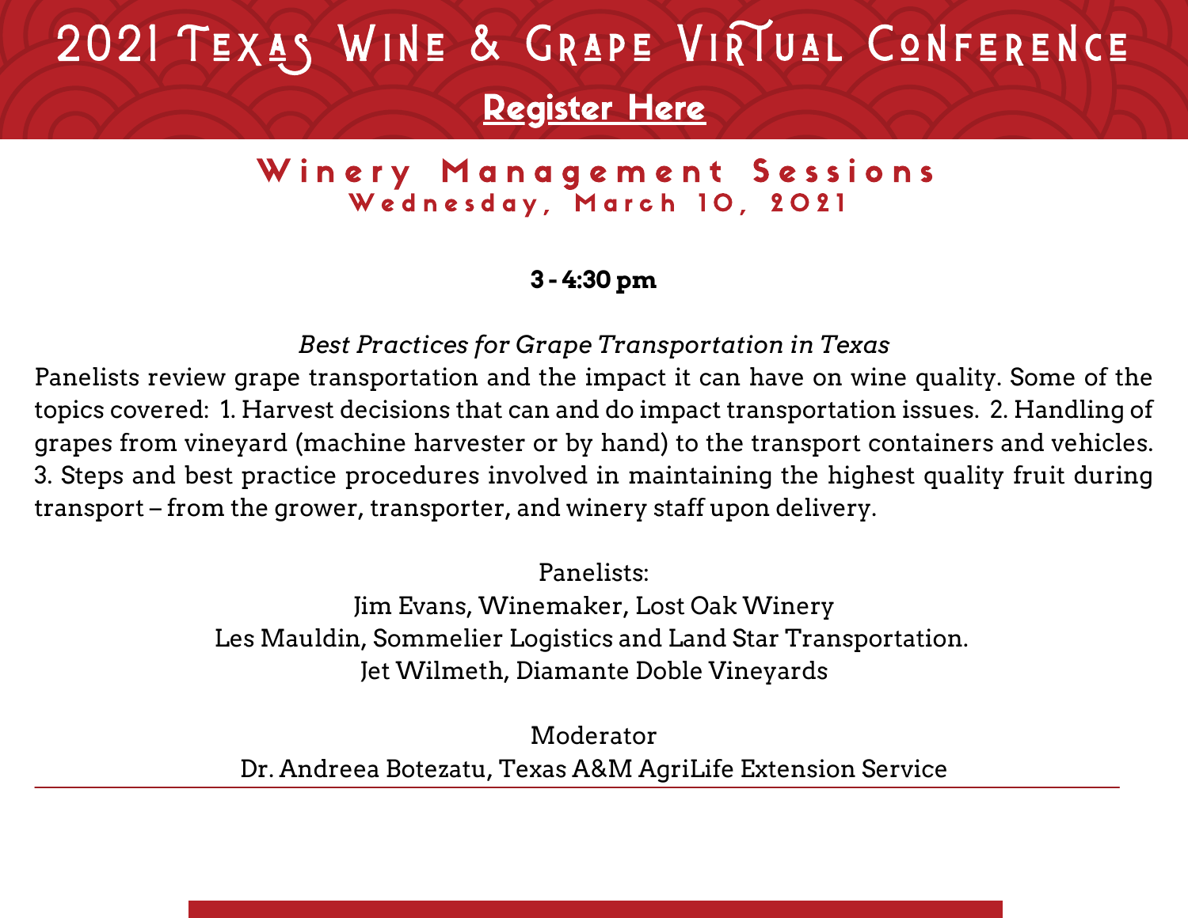# 2021 Texas Wine & Grape Virtual Conference

**Register Here**

## Winery Management Sessions
### Wednesday, March 10, 2021

**3 - 4:30 pm**

*Best Practices for Grape Transportation in Texas*

Panelists review grape transportation and the impact it can have on wine quality. Some of the topics covered: 1. Harvest decisions that can and do impact transportation issues. 2. Handling of grapes from vineyard (machine harvester or by hand) to the transport containers and vehicles. 3. Steps and best practice procedures involved in maintaining the highest quality fruit during transport – from the grower, transporter, and winery staff upon delivery.

Panelists:
Jim Evans, Winemaker, Lost Oak Winery
Les Mauldin, Sommelier Logistics and Land Star Transportation.
Jet Wilmeth, Diamante Doble Vineyards

Moderator
Dr. Andreea Botezatu, Texas A&M AgriLife Extension Service